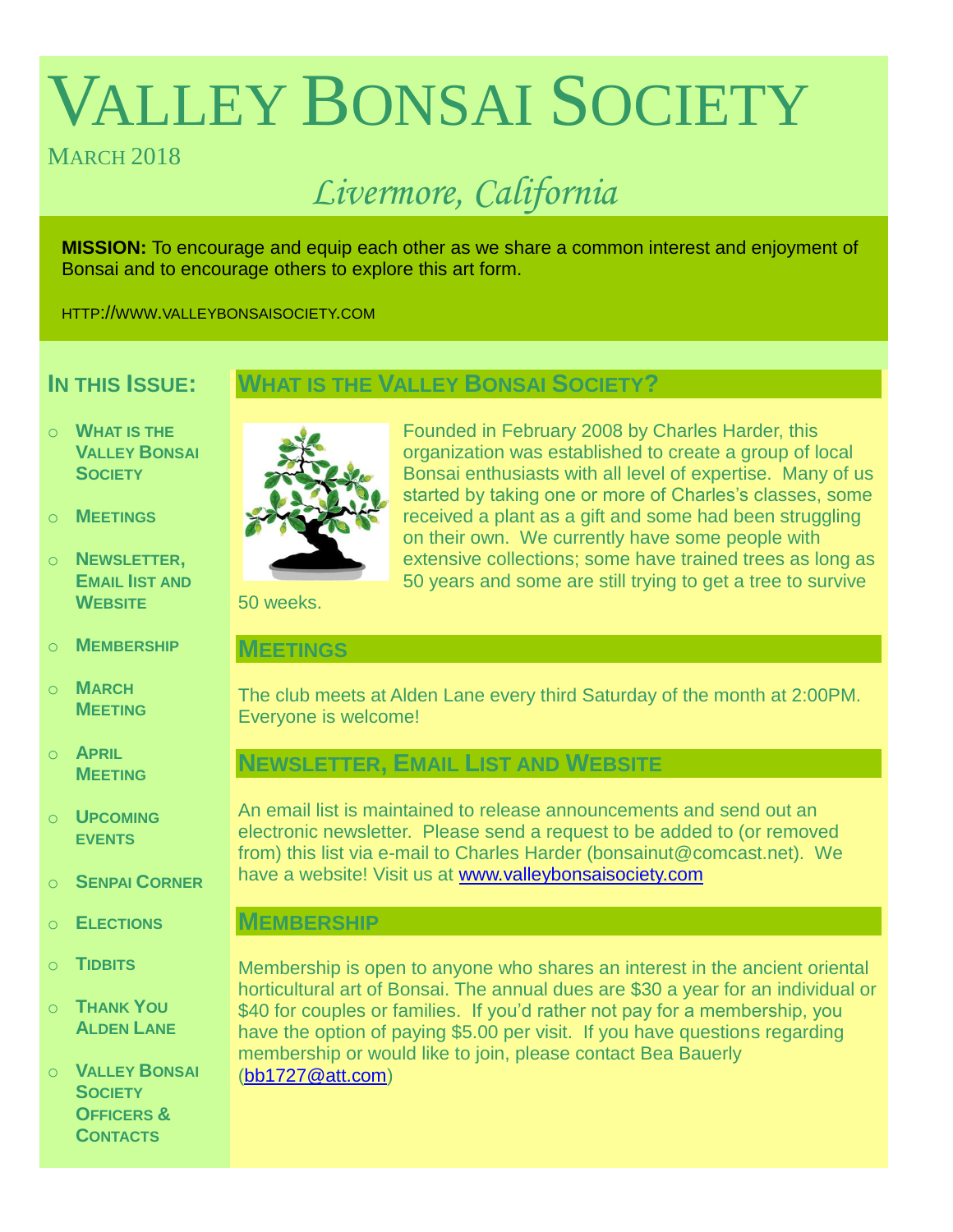# VALLEY BONSAI SOCIETY

MARCH 2018

*Livermore, California*

**MISSION:** To encourage and equip each other as we share a common interest and enjoyment of Bonsai and to encourage others to explore this art form.

HTTP://WWW.VALLEYBONSAISOCIETY.COM

## IN THIS ISSUE:

- WHAT IS THE VALLEY BONSAI SOCIETY
- MEETINGS
- NEWSLETTER, EMAIL IIST AND WEBSITE
- MEMBERSHIP
- MARCH MEETING
- APRIL MEETING
- UPCOMING EVENTS
- SENPAI CORNER
- ELECTIONS
- TIDBITS
- THANK YOU ALDEN LANE
- VALLEY BONSAI SOCIETY OFFICERS & CONTACTS

## WHAT IS THE VALLEY BONSAI SOCIETY?

Founded in February 2008 by Charles Harder, this organization was established to create a group of local Bonsai enthusiasts with all level of expertise. Many of us started by taking one or more of Charles's classes, some received a plant as a gift and some had been struggling on their own. We currently have some people with extensive collections; some have trained trees as long as 50 years and some are still trying to get a tree to survive 50 weeks.

## MEETINGS

The club meets at Alden Lane every third Saturday of the month at 2:00PM. Everyone is welcome!

## NEWSLETTER, EMAIL LIST AND WEBSITE

An email list is maintained to release announcements and send out an electronic newsletter. Please send a request to be added to (or removed from) this list via e-mail to Charles Harder (bonsainut@comcast.net). We have a website! Visit us at www.valleybonsaisociety.com

## MEMBERSHIP

Membership is open to anyone who shares an interest in the ancient oriental horticultural art of Bonsai. The annual dues are $30 a year for an individual or $40 for couples or families. If you'd rather not pay for a membership, you have the option of paying $5.00 per visit. If you have questions regarding membership or would like to join, please contact Bea Bauerly (bb1727@att.com)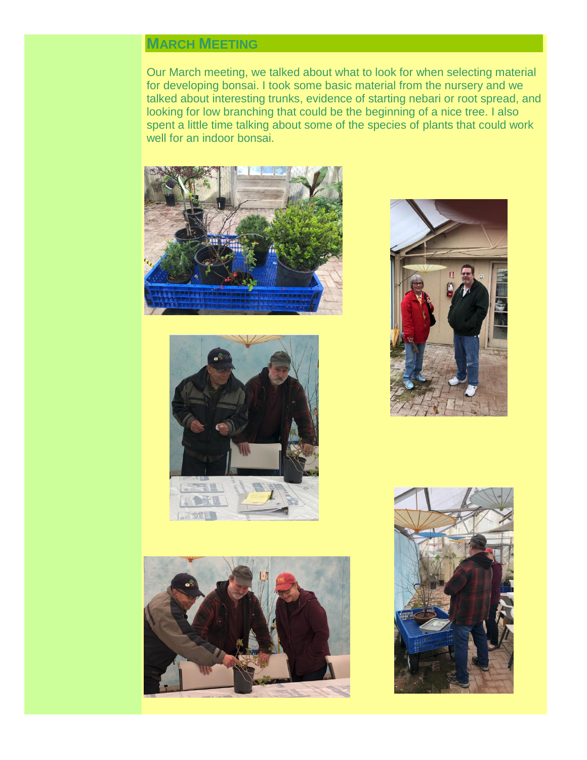## March Meeting

Our March meeting, we talked about what to look for when selecting material for developing bonsai. I took some basic material from the nursery and we talked about interesting trunks, evidence of starting nebari or root spread, and looking for low branching that could be the beginning of a nice tree. I also spent a little time talking about some of the species of plants that could work well for an indoor bonsai.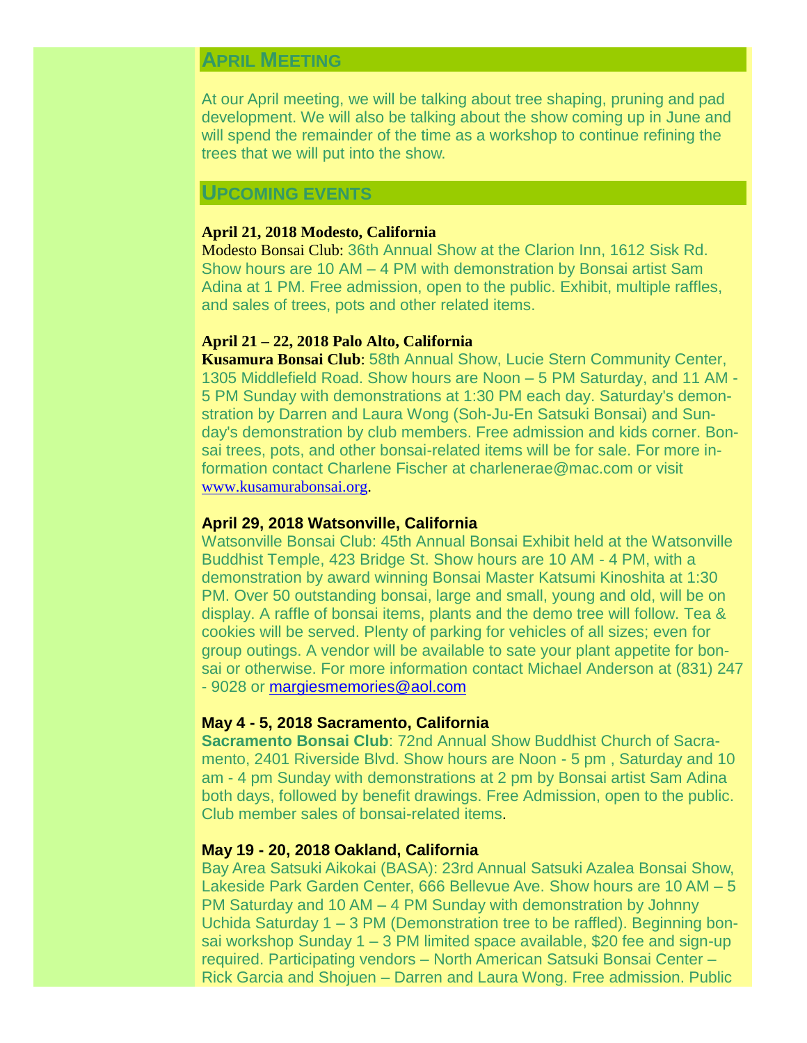## April Meeting

At our April meeting, we will be talking about tree shaping, pruning and pad development. We will also be talking about the show coming up in June and will spend the remainder of the time as a workshop to continue refining the trees that we will put into the show.

## Upcoming events

**April 21, 2018 Modesto, California**
Modesto Bonsai Club: 36th Annual Show at the Clarion Inn, 1612 Sisk Rd. Show hours are 10 AM – 4 PM with demonstration by Bonsai artist Sam Adina at 1 PM. Free admission, open to the public. Exhibit, multiple raffles, and sales of trees, pots and other related items.

**April 21 – 22, 2018 Palo Alto, California**
**Kusamura Bonsai Club**: 58th Annual Show, Lucie Stern Community Center, 1305 Middlefield Road. Show hours are Noon – 5 PM Saturday, and 11 AM - 5 PM Sunday with demonstrations at 1:30 PM each day. Saturday's demonstration by Darren and Laura Wong (Soh-Ju-En Satsuki Bonsai) and Sunday's demonstration by club members. Free admission and kids corner. Bonsai trees, pots, and other bonsai-related items will be for sale. For more information contact Charlene Fischer at charlenerae@mac.com or visit www.kusamurabonsai.org.

**April 29, 2018 Watsonville, California**
Watsonville Bonsai Club: 45th Annual Bonsai Exhibit held at the Watsonville Buddhist Temple, 423 Bridge St. Show hours are 10 AM - 4 PM, with a demonstration by award winning Bonsai Master Katsumi Kinoshita at 1:30 PM. Over 50 outstanding bonsai, large and small, young and old, will be on display. A raffle of bonsai items, plants and the demo tree will follow. Tea & cookies will be served. Plenty of parking for vehicles of all sizes; even for group outings. A vendor will be available to sate your plant appetite for bonsai or otherwise. For more information contact Michael Anderson at (831) 247 - 9028 or margiesmemories@aol.com

**May 4 - 5, 2018 Sacramento, California**
**Sacramento Bonsai Club**: 72nd Annual Show Buddhist Church of Sacramento, 2401 Riverside Blvd. Show hours are Noon - 5 pm , Saturday and 10 am - 4 pm Sunday with demonstrations at 2 pm by Bonsai artist Sam Adina both days, followed by benefit drawings. Free Admission, open to the public. Club member sales of bonsai-related items.

**May 19 - 20, 2018 Oakland, California**
Bay Area Satsuki Aikokai (BASA): 23rd Annual Satsuki Azalea Bonsai Show, Lakeside Park Garden Center, 666 Bellevue Ave. Show hours are 10 AM – 5 PM Saturday and 10 AM – 4 PM Sunday with demonstration by Johnny Uchida Saturday 1 – 3 PM (Demonstration tree to be raffled). Beginning bonsai workshop Sunday 1 – 3 PM limited space available, $20 fee and sign-up required. Participating vendors – North American Satsuki Bonsai Center – Rick Garcia and Shojuen – Darren and Laura Wong. Free admission. Public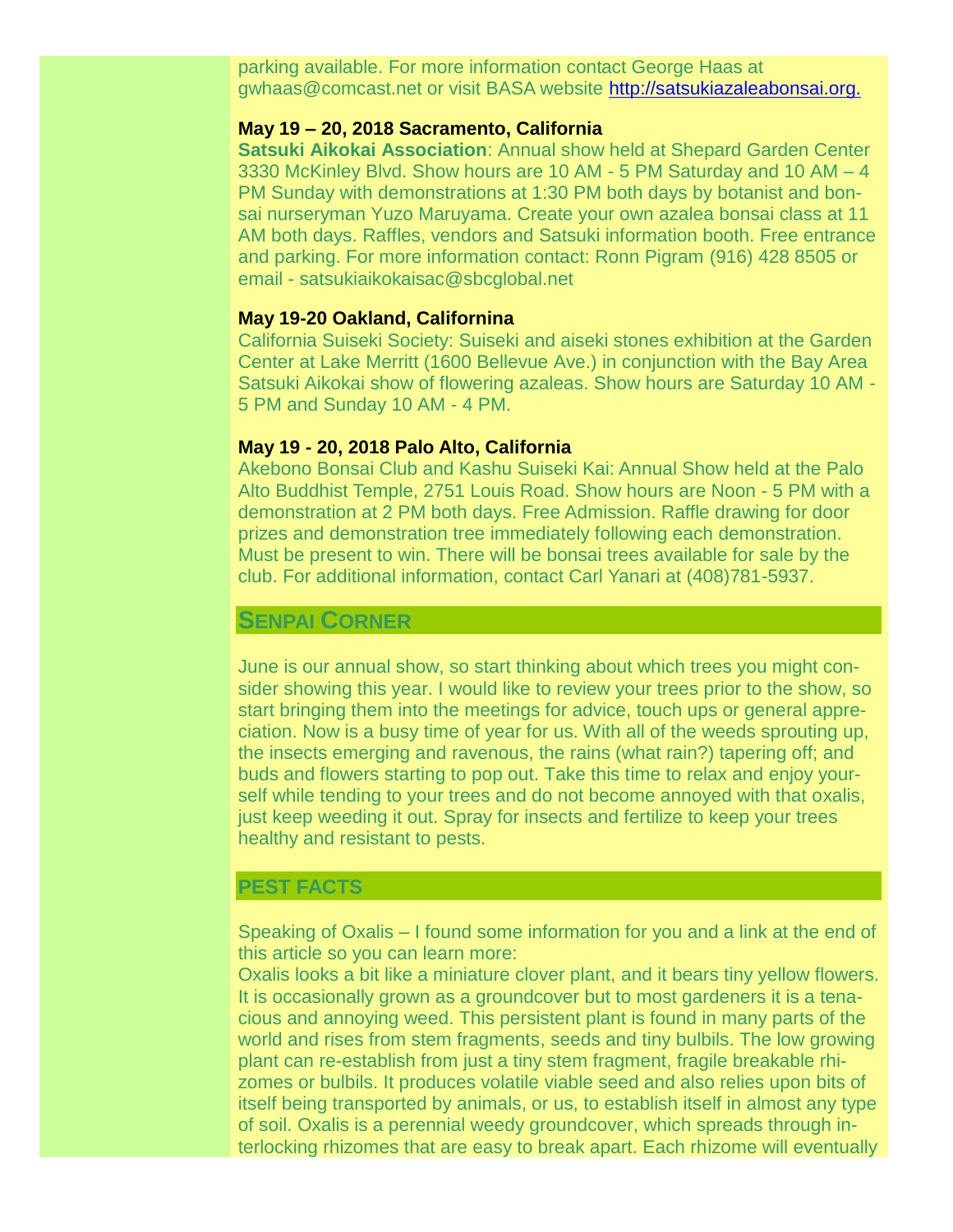parking available. For more information contact George Haas at gwhaas@comcast.net or visit BASA website [http://satsukiazaleabonsai.org.](http://satsukiazaleabonsai.org)

**May 19 – 20, 2018 Sacramento, California**
**Satsuki Aikokai Association**: Annual show held at Shepard Garden Center 3330 McKinley Blvd. Show hours are 10 AM - 5 PM Saturday and 10 AM – 4 PM Sunday with demonstrations at 1:30 PM both days by botanist and bonsai nurseryman Yuzo Maruyama. Create your own azalea bonsai class at 11 AM both days. Raffles, vendors and Satsuki information booth. Free entrance and parking. For more information contact: Ronn Pigram (916) 428 8505 or email - satsukiaikokaisac@sbcglobal.net

**May 19-20 Oakland, Californina**
California Suiseki Society: Suiseki and aiseki stones exhibition at the Garden Center at Lake Merritt (1600 Bellevue Ave.) in conjunction with the Bay Area Satsuki Aikokai show of flowering azaleas. Show hours are Saturday 10 AM - 5 PM and Sunday 10 AM - 4 PM.

**May 19 - 20, 2018 Palo Alto, California**
Akebono Bonsai Club and Kashu Suiseki Kai: Annual Show held at the Palo Alto Buddhist Temple, 2751 Louis Road. Show hours are Noon - 5 PM with a demonstration at 2 PM both days. Free Admission. Raffle drawing for door prizes and demonstration tree immediately following each demonstration. Must be present to win. There will be bonsai trees available for sale by the club. For additional information, contact Carl Yanari at (408)781-5937.

## SENPAI CORNER

June is our annual show, so start thinking about which trees you might consider showing this year. I would like to review your trees prior to the show, so start bringing them into the meetings for advice, touch ups or general appreciation. Now is a busy time of year for us. With all of the weeds sprouting up, the insects emerging and ravenous, the rains (what rain?) tapering off; and buds and flowers starting to pop out. Take this time to relax and enjoy yourself while tending to your trees and do not become annoyed with that oxalis, just keep weeding it out. Spray for insects and fertilize to keep your trees healthy and resistant to pests.

## PEST FACTS

Speaking of Oxalis – I found some information for you and a link at the end of this article so you can learn more:
Oxalis looks a bit like a miniature clover plant, and it bears tiny yellow flowers. It is occasionally grown as a groundcover but to most gardeners it is a tenacious and annoying weed. This persistent plant is found in many parts of the world and rises from stem fragments, seeds and tiny bulbils. The low growing plant can re-establish from just a tiny stem fragment, fragile breakable rhizomes or bulbils. It produces volatile viable seed and also relies upon bits of itself being transported by animals, or us, to establish itself in almost any type of soil. Oxalis is a perennial weedy groundcover, which spreads through interlocking rhizomes that are easy to break apart. Each rhizome will eventually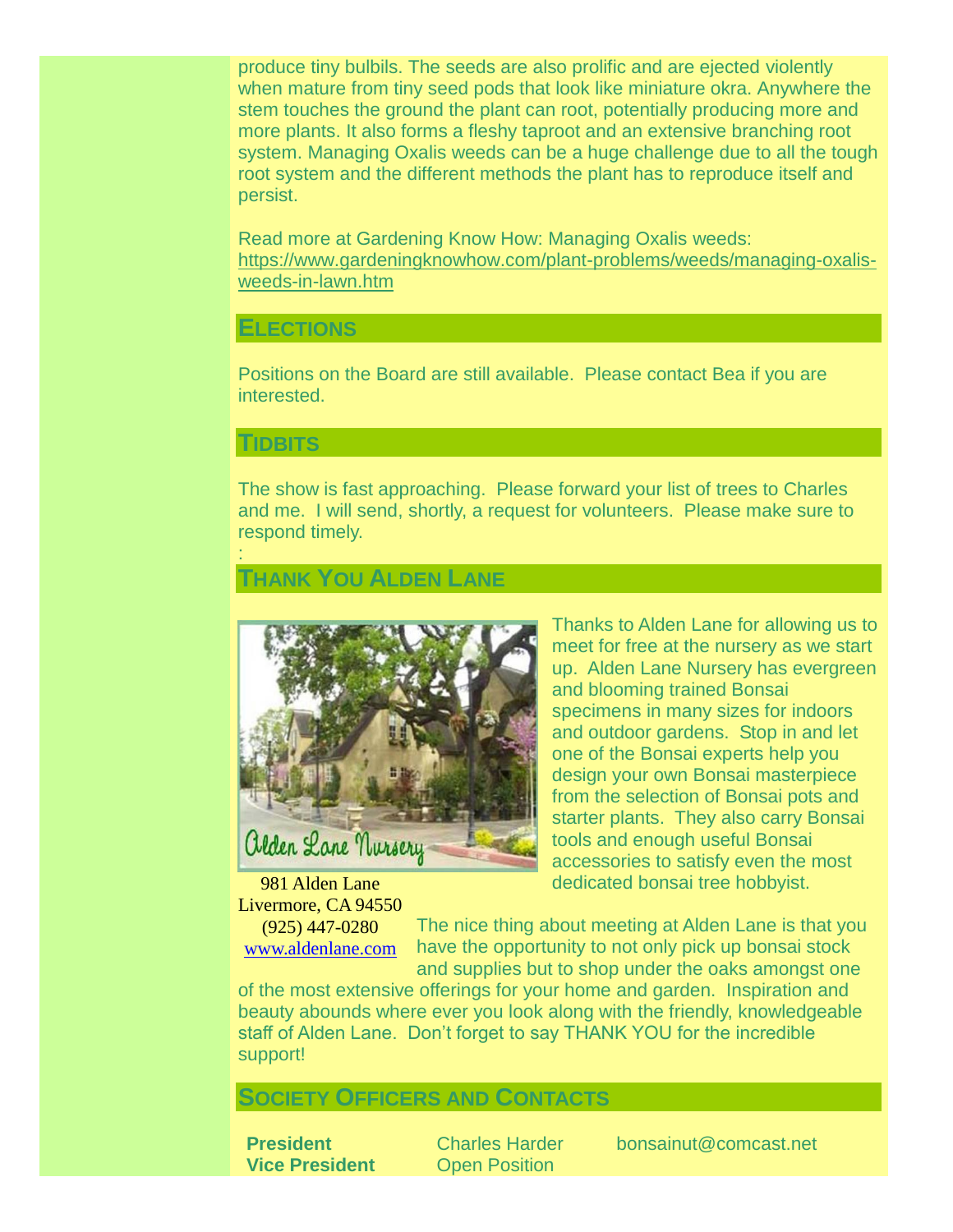produce tiny bulbils. The seeds are also prolific and are ejected violently when mature from tiny seed pods that look like miniature okra. Anywhere the stem touches the ground the plant can root, potentially producing more and more plants. It also forms a fleshy taproot and an extensive branching root system. Managing Oxalis weeds can be a huge challenge due to all the tough root system and the different methods the plant has to reproduce itself and persist.

Read more at Gardening Know How: Managing Oxalis weeds: https://www.gardeningknowhow.com/plant-problems/weeds/managing-oxalis-weeds-in-lawn.htm

## Elections

Positions on the Board are still available. Please contact Bea if you are interested.

## Tidbits

The show is fast approaching. Please forward your list of trees to Charles and me. I will send, shortly, a request for volunteers. Please make sure to respond timely.

:

## Thank You Alden Lane

Alden Lane Nursery

981 Alden Lane
Livermore, CA 94550
(925) 447-0280
www.aldenlane.com

Thanks to Alden Lane for allowing us to meet for free at the nursery as we start up. Alden Lane Nursery has evergreen and blooming trained Bonsai specimens in many sizes for indoors and outdoor gardens. Stop in and let one of the Bonsai experts help you design your own Bonsai masterpiece from the selection of Bonsai pots and starter plants. They also carry Bonsai tools and enough useful Bonsai accessories to satisfy even the most dedicated bonsai tree hobbyist.

The nice thing about meeting at Alden Lane is that you have the opportunity to not only pick up bonsai stock and supplies but to shop under the oaks amongst one of the most extensive offerings for your home and garden. Inspiration and beauty abounds where ever you look along with the friendly, knowledgeable staff of Alden Lane. Don't forget to say THANK YOU for the incredible support!

## Society Officers and Contacts

| | | |
|---|---|---|
| **President** | Charles Harder | bonsainut@comcast.net |
| **Vice President** | Open Position | |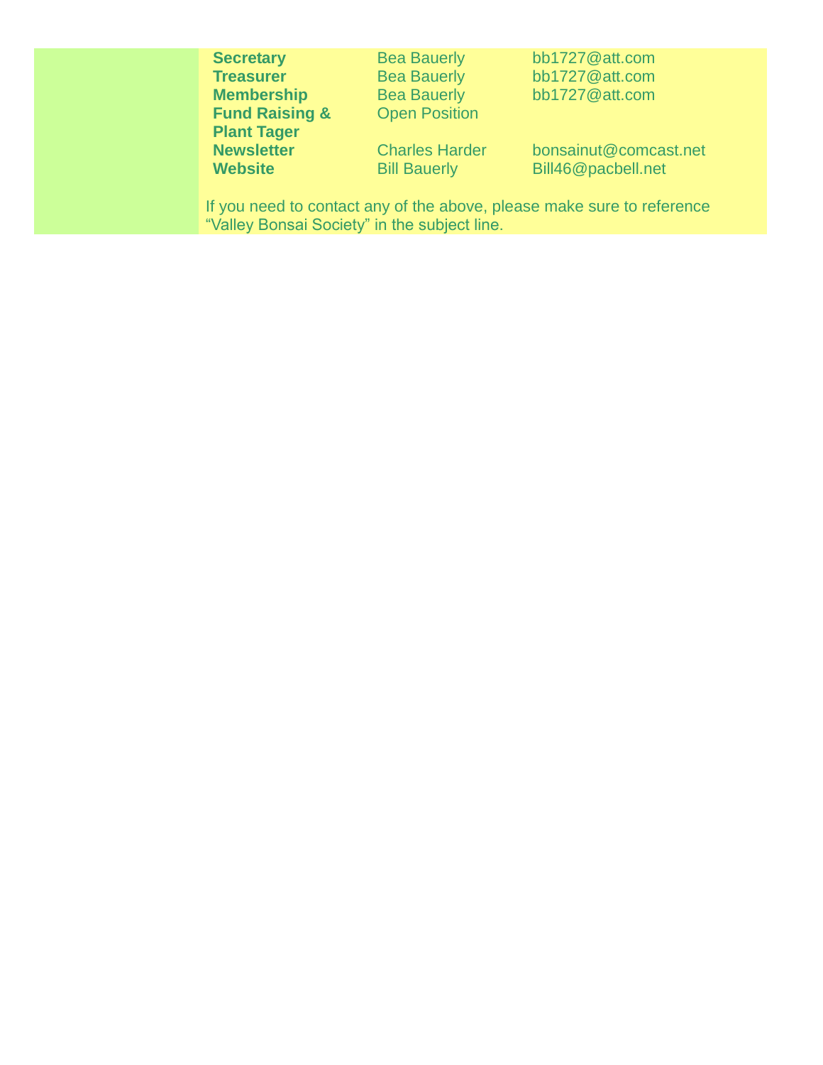| | | |
|---|---|---|
| **Secretary** | Bea Bauerly | bb1727@att.com |
| **Treasurer** | Bea Bauerly | bb1727@att.com |
| **Membership** | Bea Bauerly | bb1727@att.com |
| **Fund Raising & Plant Tager** | Open Position | |
| **Newsletter** | Charles Harder | bonsainut@comcast.net |
| **Website** | Bill Bauerly | Bill46@pacbell.net |

If you need to contact any of the above, please make sure to reference "Valley Bonsai Society" in the subject line.